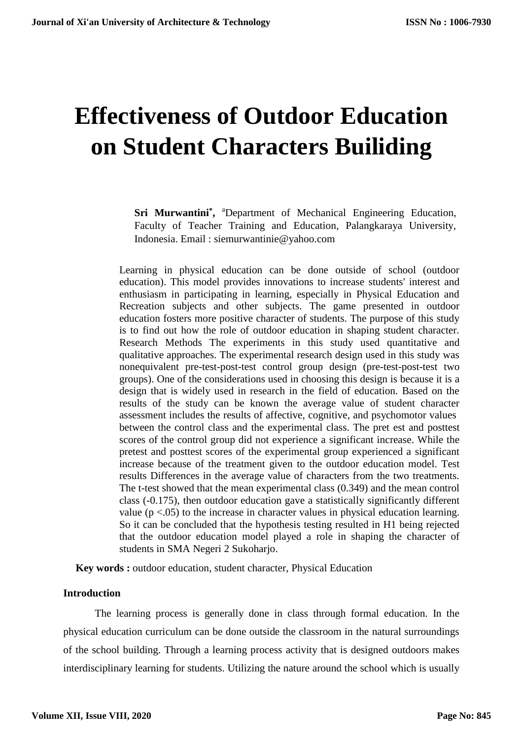# Effectiveness of Outdoor Education on Student Characters Builiding

**Sri Murwantini*,** [a]Department of Mechanical Engineering Education, Faculty of Teacher Training and Education, Palangkaraya University, Indonesia. Email : siemurwantinie@yahoo.com

Learning in physical education can be done outside of school (outdoor education). This model provides innovations to increase students' interest and enthusiasm in participating in learning, especially in Physical Education and Recreation subjects and other subjects. The game presented in outdoor education fosters more positive character of students. The purpose of this study is to find out how the role of outdoor education in shaping student character. Research Methods The experiments in this study used quantitative and qualitative approaches. The experimental research design used in this study was nonequivalent pre-test-post-test control group design (pre-test-post-test two groups). One of the considerations used in choosing this design is because it is a design that is widely used in research in the field of education. Based on the results of the study can be known the average value of student character assessment includes the results of affective, cognitive, and psychomotor values between the control class and the experimental class. The pret est and posttest scores of the control group did not experience a significant increase. While the pretest and posttest scores of the experimental group experienced a significant increase because of the treatment given to the outdoor education model. Test results Differences in the average value of characters from the two treatments. The t-test showed that the mean experimental class (0.349) and the mean control class (-0.175), then outdoor education gave a statistically significantly different value ($p <.05$) to the increase in character values in physical education learning. So it can be concluded that the hypothesis testing resulted in H1 being rejected that the outdoor education model played a role in shaping the character of students in SMA Negeri 2 Sukoharjo.

**Key words :** outdoor education, student character, Physical Education

## Introduction

The learning process is generally done in class through formal education. In the physical education curriculum can be done outside the classroom in the natural surroundings of the school building. Through a learning process activity that is designed outdoors makes interdisciplinary learning for students. Utilizing the nature around the school which is usually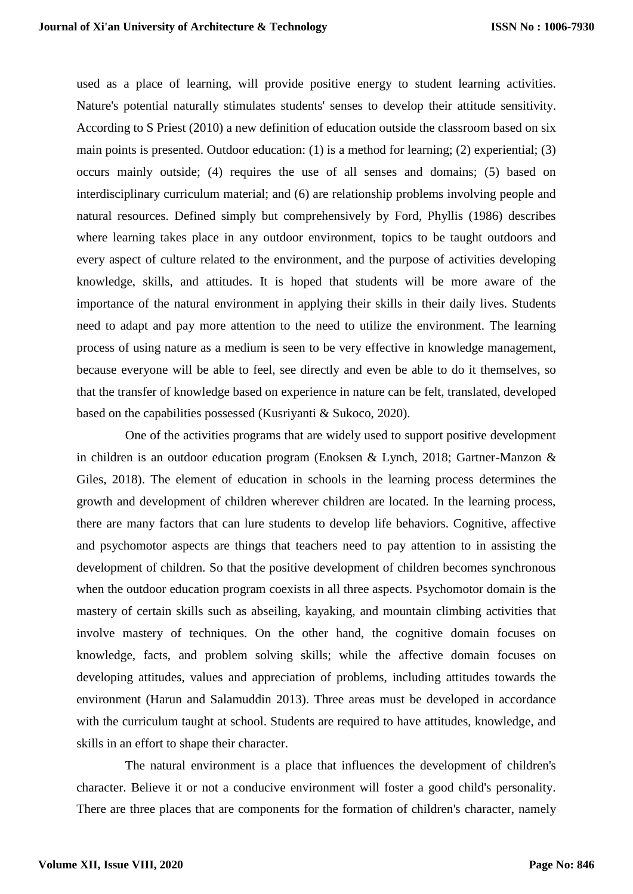used as a place of learning, will provide positive energy to student learning activities. Nature's potential naturally stimulates students' senses to develop their attitude sensitivity. According to S Priest (2010) a new definition of education outside the classroom based on six main points is presented. Outdoor education: (1) is a method for learning; (2) experiential; (3) occurs mainly outside; (4) requires the use of all senses and domains; (5) based on interdisciplinary curriculum material; and (6) are relationship problems involving people and natural resources. Defined simply but comprehensively by Ford, Phyllis (1986) describes where learning takes place in any outdoor environment, topics to be taught outdoors and every aspect of culture related to the environment, and the purpose of activities developing knowledge, skills, and attitudes. It is hoped that students will be more aware of the importance of the natural environment in applying their skills in their daily lives. Students need to adapt and pay more attention to the need to utilize the environment. The learning process of using nature as a medium is seen to be very effective in knowledge management, because everyone will be able to feel, see directly and even be able to do it themselves, so that the transfer of knowledge based on experience in nature can be felt, translated, developed based on the capabilities possessed (Kusriyanti & Sukoco, 2020).

One of the activities programs that are widely used to support positive development in children is an outdoor education program (Enoksen & Lynch, 2018; Gartner-Manzon & Giles, 2018). The element of education in schools in the learning process determines the growth and development of children wherever children are located. In the learning process, there are many factors that can lure students to develop life behaviors. Cognitive, affective and psychomotor aspects are things that teachers need to pay attention to in assisting the development of children. So that the positive development of children becomes synchronous when the outdoor education program coexists in all three aspects. Psychomotor domain is the mastery of certain skills such as abseiling, kayaking, and mountain climbing activities that involve mastery of techniques. On the other hand, the cognitive domain focuses on knowledge, facts, and problem solving skills; while the affective domain focuses on developing attitudes, values and appreciation of problems, including attitudes towards the environment (Harun and Salamuddin 2013). Three areas must be developed in accordance with the curriculum taught at school. Students are required to have attitudes, knowledge, and skills in an effort to shape their character.

The natural environment is a place that influences the development of children's character. Believe it or not a conducive environment will foster a good child's personality. There are three places that are components for the formation of children's character, namely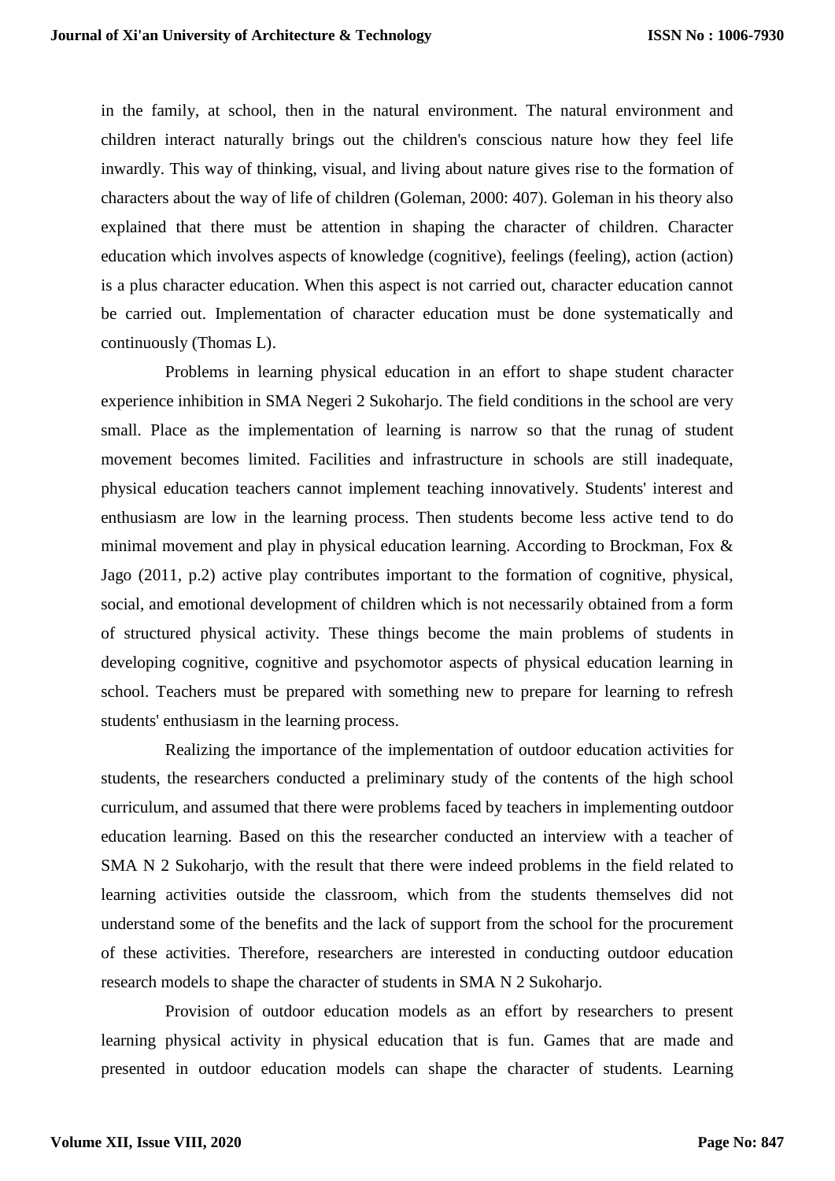in the family, at school, then in the natural environment. The natural environment and children interact naturally brings out the children's conscious nature how they feel life inwardly. This way of thinking, visual, and living about nature gives rise to the formation of characters about the way of life of children (Goleman, 2000: 407). Goleman in his theory also explained that there must be attention in shaping the character of children. Character education which involves aspects of knowledge (cognitive), feelings (feeling), action (action) is a plus character education. When this aspect is not carried out, character education cannot be carried out. Implementation of character education must be done systematically and continuously (Thomas L).

Problems in learning physical education in an effort to shape student character experience inhibition in SMA Negeri 2 Sukoharjo. The field conditions in the school are very small. Place as the implementation of learning is narrow so that the runag of student movement becomes limited. Facilities and infrastructure in schools are still inadequate, physical education teachers cannot implement teaching innovatively. Students' interest and enthusiasm are low in the learning process. Then students become less active tend to do minimal movement and play in physical education learning. According to Brockman, Fox & Jago (2011, p.2) active play contributes important to the formation of cognitive, physical, social, and emotional development of children which is not necessarily obtained from a form of structured physical activity. These things become the main problems of students in developing cognitive, cognitive and psychomotor aspects of physical education learning in school. Teachers must be prepared with something new to prepare for learning to refresh students' enthusiasm in the learning process.

Realizing the importance of the implementation of outdoor education activities for students, the researchers conducted a preliminary study of the contents of the high school curriculum, and assumed that there were problems faced by teachers in implementing outdoor education learning. Based on this the researcher conducted an interview with a teacher of SMA N 2 Sukoharjo, with the result that there were indeed problems in the field related to learning activities outside the classroom, which from the students themselves did not understand some of the benefits and the lack of support from the school for the procurement of these activities. Therefore, researchers are interested in conducting outdoor education research models to shape the character of students in SMA N 2 Sukoharjo.

Provision of outdoor education models as an effort by researchers to present learning physical activity in physical education that is fun. Games that are made and presented in outdoor education models can shape the character of students. Learning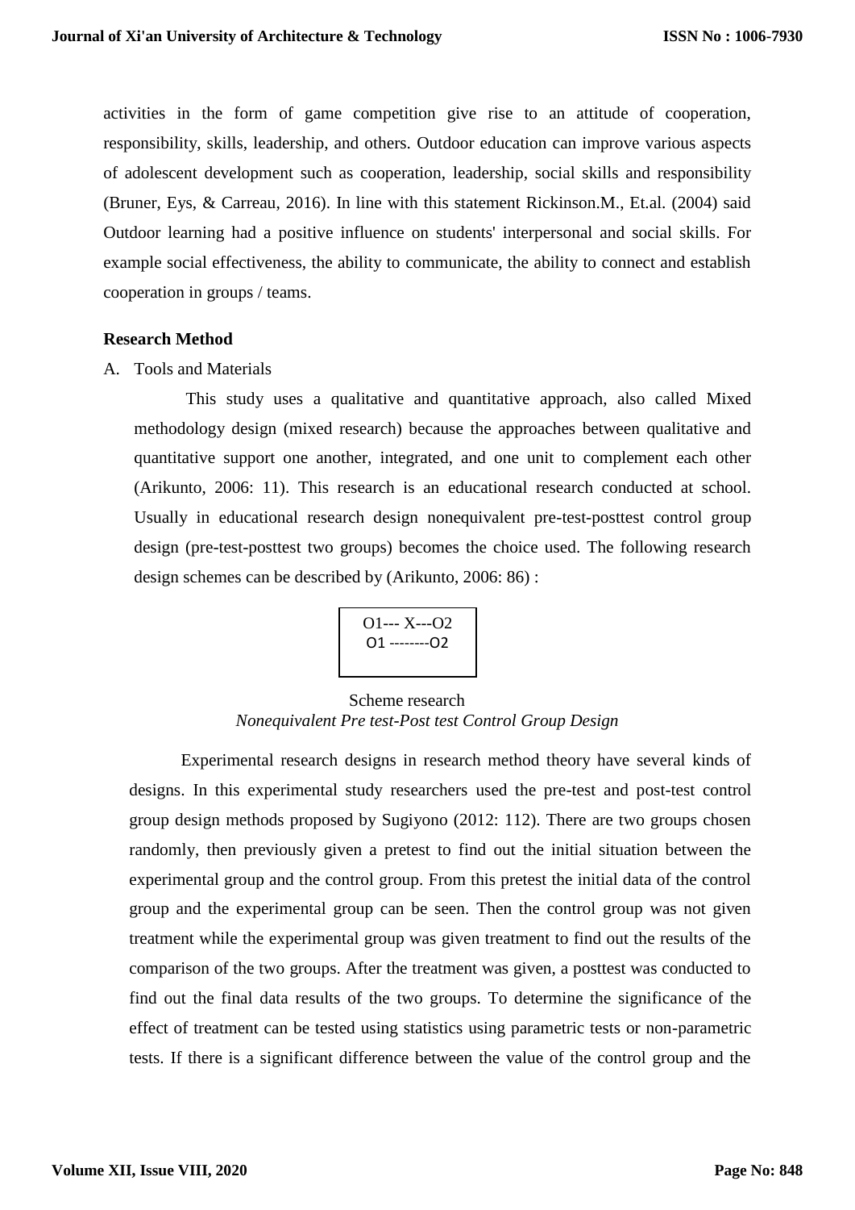activities in the form of game competition give rise to an attitude of cooperation, responsibility, skills, leadership, and others. Outdoor education can improve various aspects of adolescent development such as cooperation, leadership, social skills and responsibility (Bruner, Eys, & Carreau, 2016). In line with this statement Rickinson.M., Et.al. (2004) said Outdoor learning had a positive influence on students' interpersonal and social skills. For example social effectiveness, the ability to communicate, the ability to connect and establish cooperation in groups / teams.

## Research Method

A. Tools and Materials

This study uses a qualitative and quantitative approach, also called Mixed methodology design (mixed research) because the approaches between qualitative and quantitative support one another, integrated, and one unit to complement each other (Arikunto, 2006: 11). This research is an educational research conducted at school. Usually in educational research design nonequivalent pre-test-posttest control group design (pre-test-posttest two groups) becomes the choice used. The following research design schemes can be described by (Arikunto, 2006: 86) :

```
O1--- X---O2
O1 --------O2
```

Scheme research
*Nonequivalent Pre test-Post test Control Group Design*

Experimental research designs in research method theory have several kinds of designs. In this experimental study researchers used the pre-test and post-test control group design methods proposed by Sugiyono (2012: 112). There are two groups chosen randomly, then previously given a pretest to find out the initial situation between the experimental group and the control group. From this pretest the initial data of the control group and the experimental group can be seen. Then the control group was not given treatment while the experimental group was given treatment to find out the results of the comparison of the two groups. After the treatment was given, a posttest was conducted to find out the final data results of the two groups. To determine the significance of the effect of treatment can be tested using statistics using parametric tests or non-parametric tests. If there is a significant difference between the value of the control group and the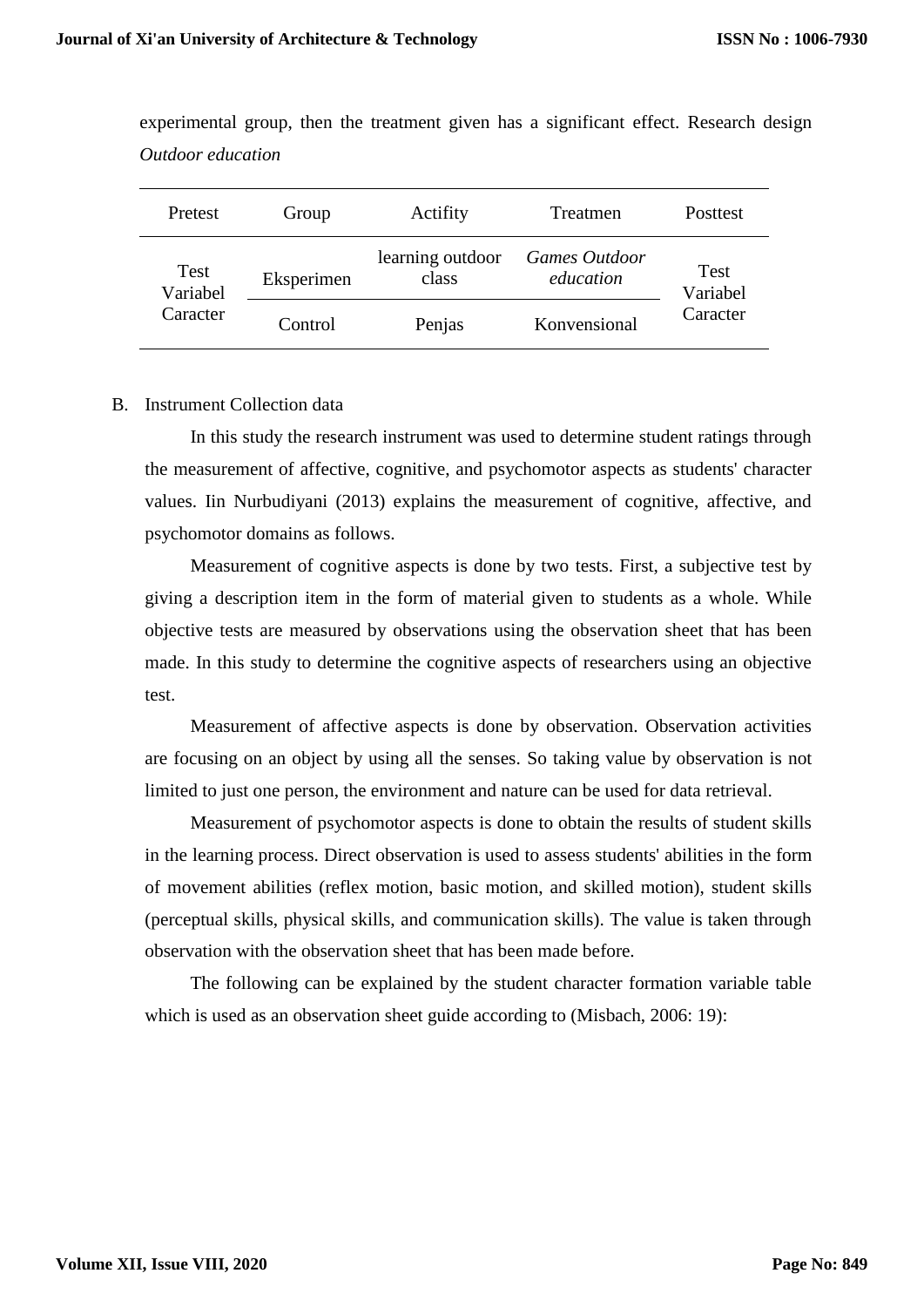experimental group, then the treatment given has a significant effect. Research design *Outdoor education*

| Pretest | Group | Actifity | Treatmen | Posttest |
|---|---|---|---|---|
| Test Variabel Caracter | Eksperimen | learning outdoor class | *Games Outdoor education* | Test Variabel Caracter |
| | Control | Penjas | Konvensional | |

B. Instrument Collection data

In this study the research instrument was used to determine student ratings through the measurement of affective, cognitive, and psychomotor aspects as students' character values. Iin Nurbudiyani (2013) explains the measurement of cognitive, affective, and psychomotor domains as follows.

Measurement of cognitive aspects is done by two tests. First, a subjective test by giving a description item in the form of material given to students as a whole. While objective tests are measured by observations using the observation sheet that has been made. In this study to determine the cognitive aspects of researchers using an objective test.

Measurement of affective aspects is done by observation. Observation activities are focusing on an object by using all the senses. So taking value by observation is not limited to just one person, the environment and nature can be used for data retrieval.

Measurement of psychomotor aspects is done to obtain the results of student skills in the learning process. Direct observation is used to assess students' abilities in the form of movement abilities (reflex motion, basic motion, and skilled motion), student skills (perceptual skills, physical skills, and communication skills). The value is taken through observation with the observation sheet that has been made before.

The following can be explained by the student character formation variable table which is used as an observation sheet guide according to (Misbach, 2006: 19):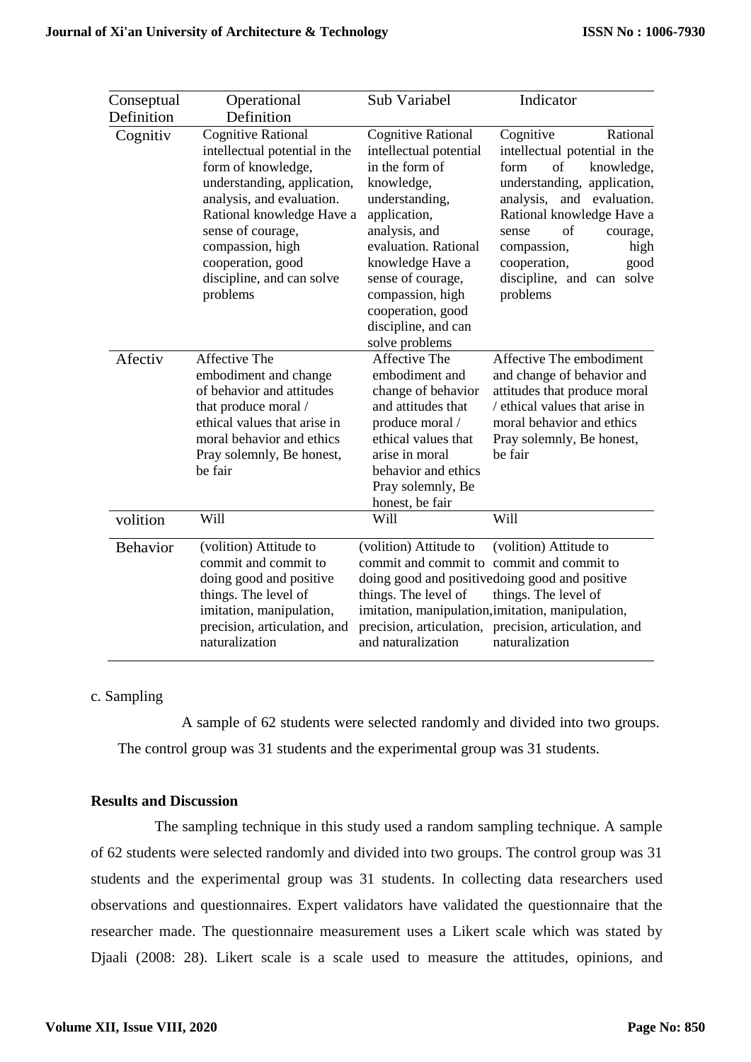| Conseptual Definition | Operational Definition | Sub Variabel | Indicator |
|---|---|---|---|
| Cognitiv | Cognitive Rational intellectual potential in the form of knowledge, understanding, application, analysis, and evaluation. Rational knowledge Have a sense of courage, compassion, high cooperation, good discipline, and can solve problems | Cognitive Rational intellectual potential in the form of knowledge, understanding, application, analysis, and evaluation. Rational knowledge Have a sense of courage, compassion, high cooperation, good discipline, and can solve problems | Cognitive Rational intellectual potential in the form of knowledge, understanding, application, analysis, and evaluation. Rational knowledge Have a sense of courage, compassion, high cooperation, good discipline, and can solve problems |
| Afectiv | Affective The embodiment and change of behavior and attitudes that produce moral / ethical values that arise in moral behavior and ethics Pray solemnly, Be honest, be fair | Affective The embodiment and change of behavior and attitudes that produce moral / ethical values that arise in moral behavior and ethics Pray solemnly, Be honest, be fair | Affective The embodiment and change of behavior and attitudes that produce moral / ethical values that arise in moral behavior and ethics Pray solemnly, Be honest, be fair |
| volition | Will | Will | Will |
| Behavior | (volition) Attitude to commit and commit to doing good and positive things. The level of imitation, manipulation, precision, articulation, and naturalization | (volition) Attitude to commit and commit to doing good and positive things. The level of imitation, manipulation, precision, articulation, and naturalization | (volition) Attitude to commit and commit to doing good and positive things. The level of imitation, manipulation, precision, articulation, and naturalization |

c. Sampling

A sample of 62 students were selected randomly and divided into two groups. The control group was 31 students and the experimental group was 31 students.

## Results and Discussion

The sampling technique in this study used a random sampling technique. A sample of 62 students were selected randomly and divided into two groups. The control group was 31 students and the experimental group was 31 students. In collecting data researchers used observations and questionnaires. Expert validators have validated the questionnaire that the researcher made. The questionnaire measurement uses a Likert scale which was stated by Djaali (2008: 28). Likert scale is a scale used to measure the attitudes, opinions, and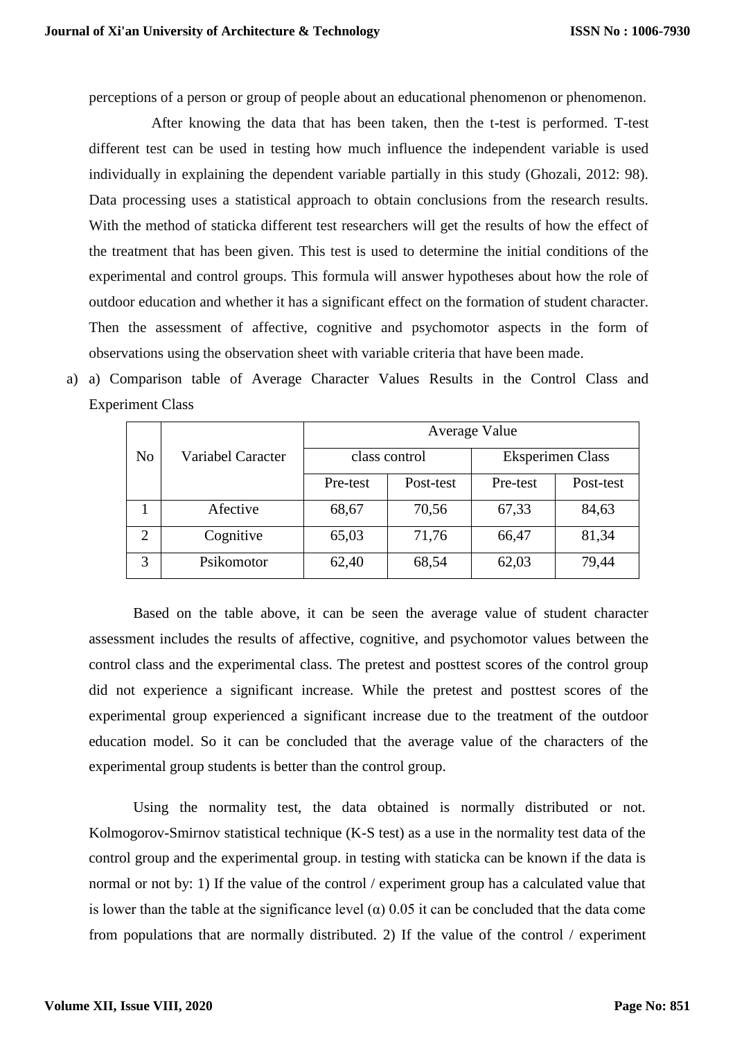perceptions of a person or group of people about an educational phenomenon or phenomenon.

After knowing the data that has been taken, then the t-test is performed. T-test different test can be used in testing how much influence the independent variable is used individually in explaining the dependent variable partially in this study (Ghozali, 2012: 98). Data processing uses a statistical approach to obtain conclusions from the research results. With the method of staticka different test researchers will get the results of how the effect of the treatment that has been given. This test is used to determine the initial conditions of the experimental and control groups. This formula will answer hypotheses about how the role of outdoor education and whether it has a significant effect on the formation of student character. Then the assessment of affective, cognitive and psychomotor aspects in the form of observations using the observation sheet with variable criteria that have been made.

a) a) Comparison table of Average Character Values Results in the Control Class and Experiment Class

| No | Variabel Caracter | Average Value | | | |
|---|---|---|---|---|---|
| | | class control | | Eksperimen Class | |
| | | Pre-test | Post-test | Pre-test | Post-test |
| 1 | Afective | 68,67 | 70,56 | 67,33 | 84,63 |
| 2 | Cognitive | 65,03 | 71,76 | 66,47 | 81,34 |
| 3 | Psikomotor | 62,40 | 68,54 | 62,03 | 79,44 |

Based on the table above, it can be seen the average value of student character assessment includes the results of affective, cognitive, and psychomotor values between the control class and the experimental class. The pretest and posttest scores of the control group did not experience a significant increase. While the pretest and posttest scores of the experimental group experienced a significant increase due to the treatment of the outdoor education model. So it can be concluded that the average value of the characters of the experimental group students is better than the control group.

Using the normality test, the data obtained is normally distributed or not. Kolmogorov-Smirnov statistical technique (K-S test) as a use in the normality test data of the control group and the experimental group. in testing with staticka can be known if the data is normal or not by: 1) If the value of the control / experiment group has a calculated value that is lower than the table at the significance level (α) 0.05 it can be concluded that the data come from populations that are normally distributed. 2) If the value of the control / experiment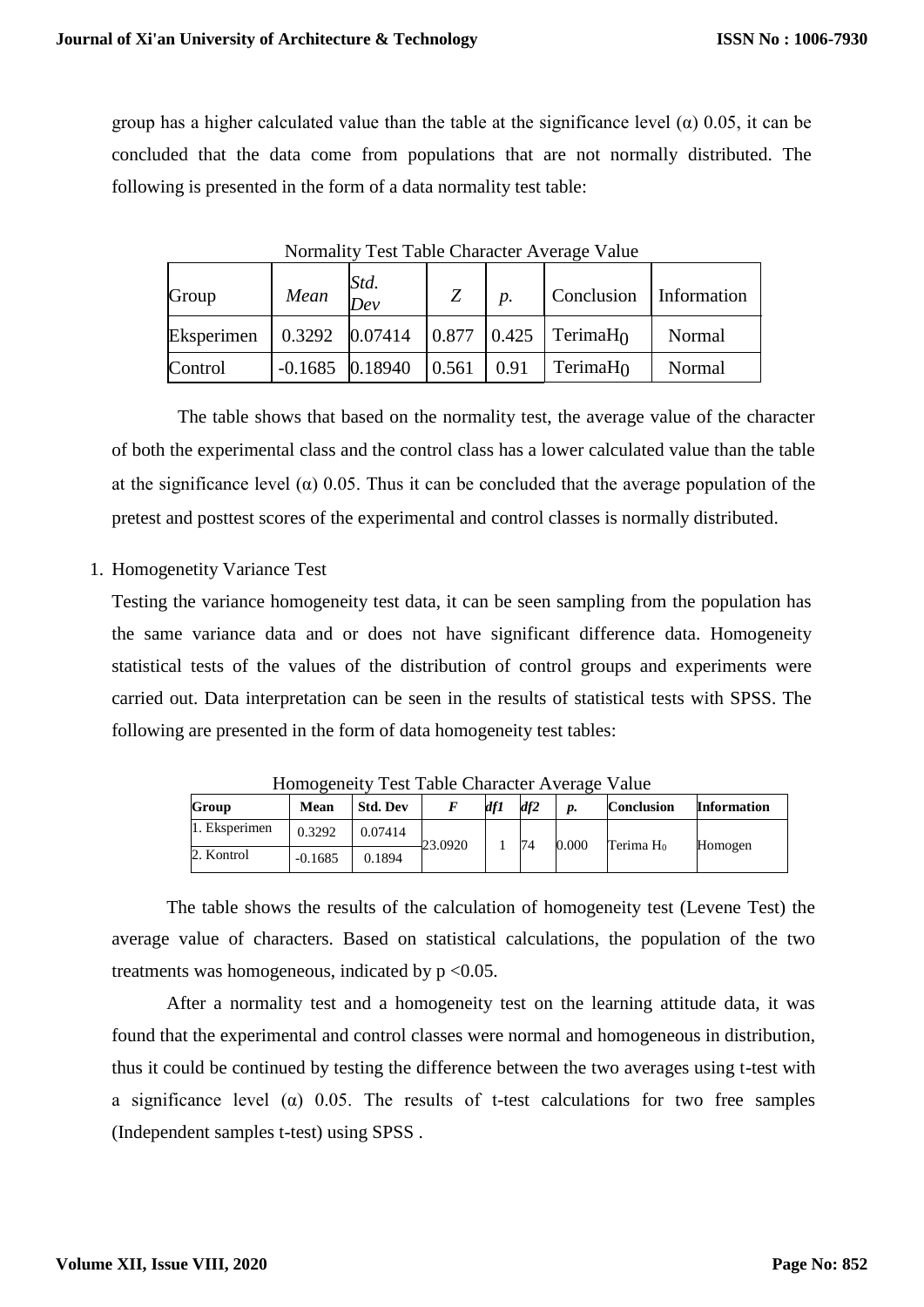group has a higher calculated value than the table at the significance level (α) 0.05, it can be concluded that the data come from populations that are not normally distributed. The following is presented in the form of a data normality test table:

Normality Test Table Character Average Value

| Group | *Mean* | *Std. Dev* | *Z* | *p.* | Conclusion | Information |
|---|---|---|---|---|---|---|
| Eksperimen | 0.3292 | 0.07414 | 0.877 | 0.425 | Terima$H_0$ | Normal |
| Control | -0.1685 | 0.18940 | 0.561 | 0.91 | Terima$H_0$ | Normal |

The table shows that based on the normality test, the average value of the character of both the experimental class and the control class has a lower calculated value than the table at the significance level (α) 0.05. Thus it can be concluded that the average population of the pretest and posttest scores of the experimental and control classes is normally distributed.

1. Homogenetity Variance Test

Testing the variance homogeneity test data, it can be seen sampling from the population has the same variance data and or does not have significant difference data. Homogeneity statistical tests of the values of the distribution of control groups and experiments were carried out. Data interpretation can be seen in the results of statistical tests with SPSS. The following are presented in the form of data homogeneity test tables:

Homogeneity Test Table Character Average Value

| **Group** | **Mean** | **Std. Dev** | ***F*** | ***df1*** | ***df2*** | ***p.*** | **Conclusion** | **Information** |
|---|---|---|---|---|---|---|---|---|
| 1. Eksperimen | 0.3292 | 0.07414 | 23.0920 | 1 | 74 | 0.000 | Terima $H_0$ | Homogen |
| 2. Kontrol | -0.1685 | 0.1894 | | | | | | |

The table shows the results of the calculation of homogeneity test (Levene Test) the average value of characters. Based on statistical calculations, the population of the two treatments was homogeneous, indicated by $p < 0.05$.

After a normality test and a homogeneity test on the learning attitude data, it was found that the experimental and control classes were normal and homogeneous in distribution, thus it could be continued by testing the difference between the two averages using t-test with a significance level (α) 0.05. The results of t-test calculations for two free samples (Independent samples t-test) using SPSS .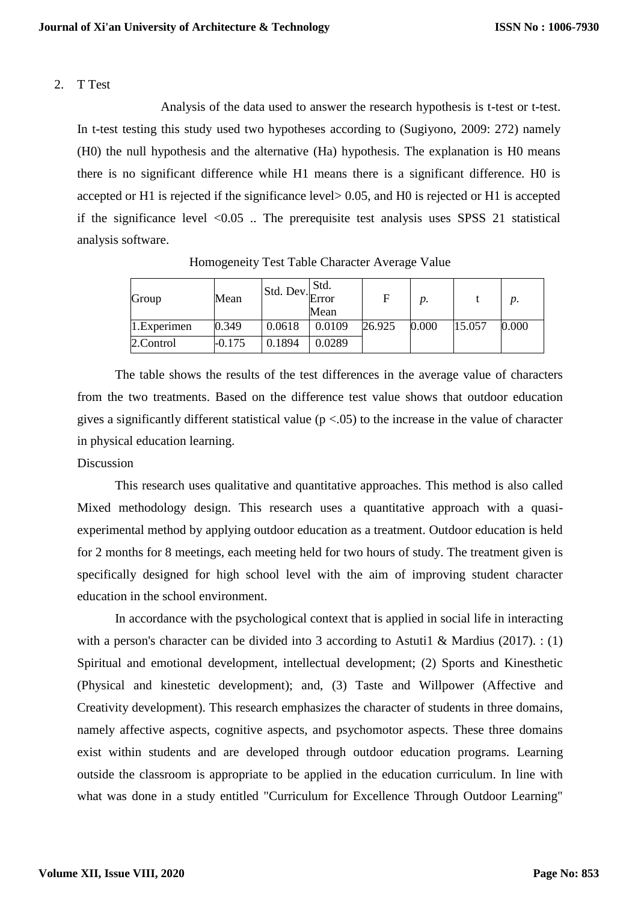2. T Test

Analysis of the data used to answer the research hypothesis is t-test or t-test. In t-test testing this study used two hypotheses according to (Sugiyono, 2009: 272) namely (H0) the null hypothesis and the alternative (Ha) hypothesis. The explanation is H0 means there is no significant difference while H1 means there is a significant difference. H0 is accepted or H1 is rejected if the significance level> 0.05, and H0 is rejected or H1 is accepted if the significance level <0.05 .. The prerequisite test analysis uses SPSS 21 statistical analysis software.

Homogeneity Test Table Character Average Value

| Group | Mean | Std. Dev. | Std. Error Mean | F | *p.* | t | *p.* |
|---|---|---|---|---|---|---|---|
| 1.Experimen | 0.349 | 0.0618 | 0.0109 | 26.925 | 0.000 | 15.057 | 0.000 |
| 2.Control | -0.175 | 0.1894 | 0.0289 | | | | |

The table shows the results of the test differences in the average value of characters from the two treatments. Based on the difference test value shows that outdoor education gives a significantly different statistical value ($p < .05$) to the increase in the value of character in physical education learning.

Discussion

This research uses qualitative and quantitative approaches. This method is also called Mixed methodology design. This research uses a quantitative approach with a quasi-experimental method by applying outdoor education as a treatment. Outdoor education is held for 2 months for 8 meetings, each meeting held for two hours of study. The treatment given is specifically designed for high school level with the aim of improving student character education in the school environment.

In accordance with the psychological context that is applied in social life in interacting with a person's character can be divided into 3 according to Astuti1 & Mardius (2017). : (1) Spiritual and emotional development, intellectual development; (2) Sports and Kinesthetic (Physical and kinestetic development); and, (3) Taste and Willpower (Affective and Creativity development). This research emphasizes the character of students in three domains, namely affective aspects, cognitive aspects, and psychomotor aspects. These three domains exist within students and are developed through outdoor education programs. Learning outside the classroom is appropriate to be applied in the education curriculum. In line with what was done in a study entitled "Curriculum for Excellence Through Outdoor Learning"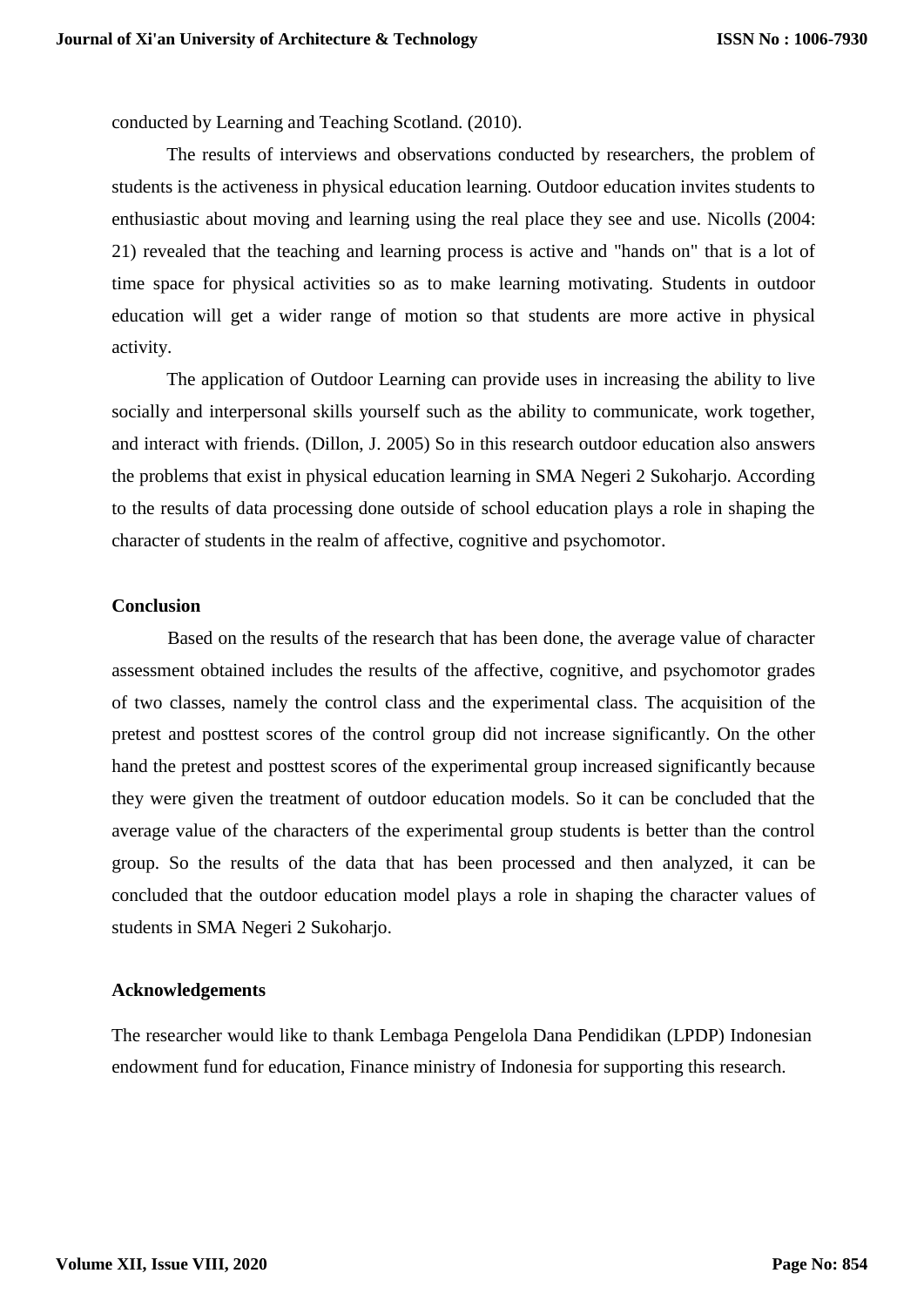conducted by Learning and Teaching Scotland. (2010).

The results of interviews and observations conducted by researchers, the problem of students is the activeness in physical education learning. Outdoor education invites students to enthusiastic about moving and learning using the real place they see and use. Nicolls (2004: 21) revealed that the teaching and learning process is active and "hands on" that is a lot of time space for physical activities so as to make learning motivating. Students in outdoor education will get a wider range of motion so that students are more active in physical activity.

The application of Outdoor Learning can provide uses in increasing the ability to live socially and interpersonal skills yourself such as the ability to communicate, work together, and interact with friends. (Dillon, J. 2005) So in this research outdoor education also answers the problems that exist in physical education learning in SMA Negeri 2 Sukoharjo. According to the results of data processing done outside of school education plays a role in shaping the character of students in the realm of affective, cognitive and psychomotor.

## Conclusion

Based on the results of the research that has been done, the average value of character assessment obtained includes the results of the affective, cognitive, and psychomotor grades of two classes, namely the control class and the experimental class. The acquisition of the pretest and posttest scores of the control group did not increase significantly. On the other hand the pretest and posttest scores of the experimental group increased significantly because they were given the treatment of outdoor education models. So it can be concluded that the average value of the characters of the experimental group students is better than the control group. So the results of the data that has been processed and then analyzed, it can be concluded that the outdoor education model plays a role in shaping the character values of students in SMA Negeri 2 Sukoharjo.

## Acknowledgements

The researcher would like to thank Lembaga Pengelola Dana Pendidikan (LPDP) Indonesian endowment fund for education, Finance ministry of Indonesia for supporting this research.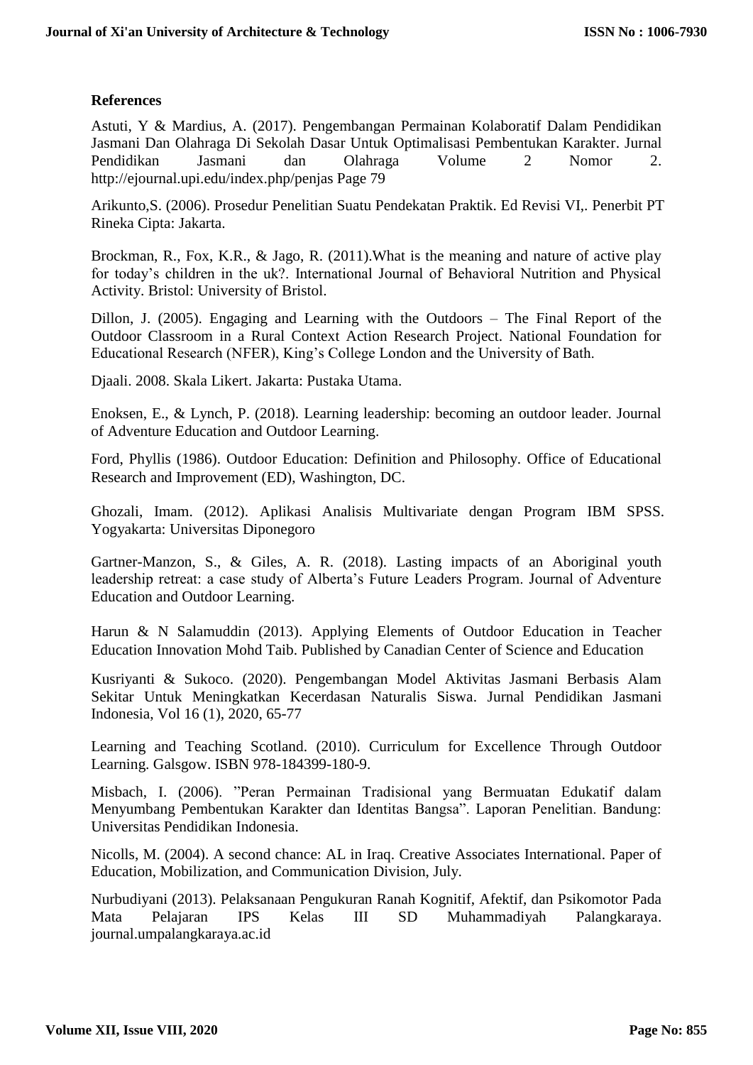## References

Astuti, Y & Mardius, A. (2017). Pengembangan Permainan Kolaboratif Dalam Pendidikan Jasmani Dan Olahraga Di Sekolah Dasar Untuk Optimalisasi Pembentukan Karakter. Jurnal Pendidikan Jasmani dan Olahraga Volume 2 Nomor 2. http://ejournal.upi.edu/index.php/penjas Page 79

Arikunto,S. (2006). Prosedur Penelitian Suatu Pendekatan Praktik. Ed Revisi VI,. Penerbit PT Rineka Cipta: Jakarta.

Brockman, R., Fox, K.R., & Jago, R. (2011).What is the meaning and nature of active play for today's children in the uk?. International Journal of Behavioral Nutrition and Physical Activity. Bristol: University of Bristol.

Dillon, J. (2005). Engaging and Learning with the Outdoors – The Final Report of the Outdoor Classroom in a Rural Context Action Research Project. National Foundation for Educational Research (NFER), King's College London and the University of Bath.

Djaali. 2008. Skala Likert. Jakarta: Pustaka Utama.

Enoksen, E., & Lynch, P. (2018). Learning leadership: becoming an outdoor leader. Journal of Adventure Education and Outdoor Learning.

Ford, Phyllis (1986). Outdoor Education: Definition and Philosophy. Office of Educational Research and Improvement (ED), Washington, DC.

Ghozali, Imam. (2012). Aplikasi Analisis Multivariate dengan Program IBM SPSS. Yogyakarta: Universitas Diponegoro

Gartner-Manzon, S., & Giles, A. R. (2018). Lasting impacts of an Aboriginal youth leadership retreat: a case study of Alberta's Future Leaders Program. Journal of Adventure Education and Outdoor Learning.

Harun & N Salamuddin (2013). Applying Elements of Outdoor Education in Teacher Education Innovation Mohd Taib. Published by Canadian Center of Science and Education

Kusriyanti & Sukoco. (2020). Pengembangan Model Aktivitas Jasmani Berbasis Alam Sekitar Untuk Meningkatkan Kecerdasan Naturalis Siswa. Jurnal Pendidikan Jasmani Indonesia, Vol 16 (1), 2020, 65-77

Learning and Teaching Scotland. (2010). Curriculum for Excellence Through Outdoor Learning. Galsgow. ISBN 978-184399-180-9.

Misbach, I. (2006). "Peran Permainan Tradisional yang Bermuatan Edukatif dalam Menyumbang Pembentukan Karakter dan Identitas Bangsa". Laporan Penelitian. Bandung: Universitas Pendidikan Indonesia.

Nicolls, M. (2004). A second chance: AL in Iraq. Creative Associates International. Paper of Education, Mobilization, and Communication Division, July.

Nurbudiyani (2013). Pelaksanaan Pengukuran Ranah Kognitif, Afektif, dan Psikomotor Pada Mata Pelajaran IPS Kelas III SD Muhammadiyah Palangkaraya. journal.umpalangkaraya.ac.id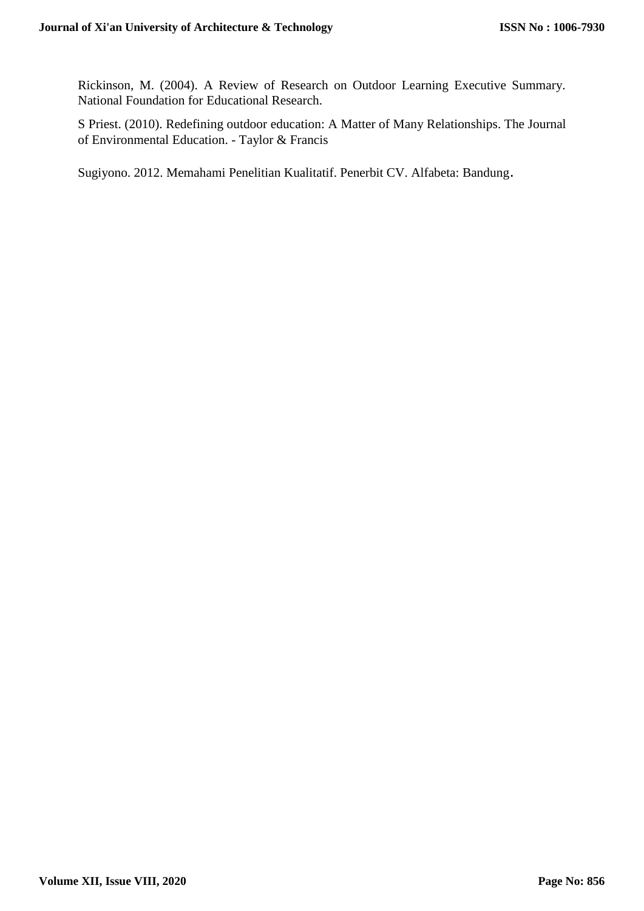Rickinson, M. (2004). A Review of Research on Outdoor Learning Executive Summary. National Foundation for Educational Research.

S Priest. (2010). Redefining outdoor education: A Matter of Many Relationships. The Journal of Environmental Education. - Taylor & Francis

Sugiyono. 2012. Memahami Penelitian Kualitatif. Penerbit CV. Alfabeta: Bandung.